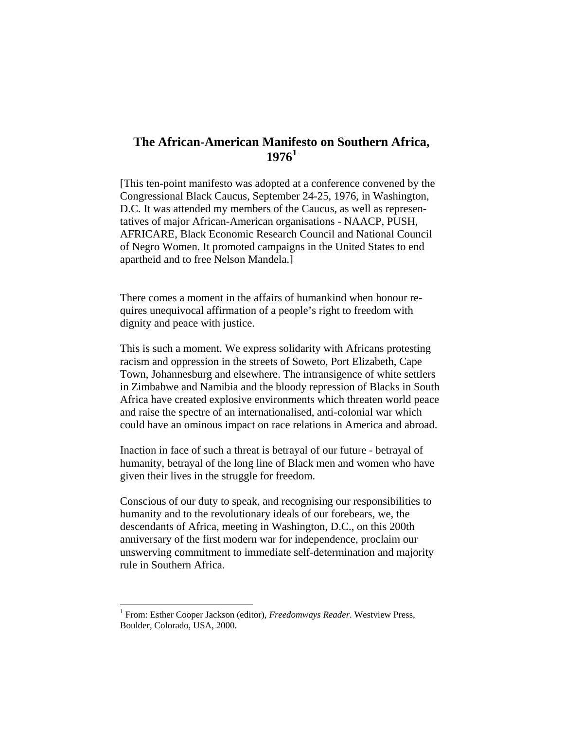# The African-American Manifesto on Southern Africa, 1976[1]

[This ten-point manifesto was adopted at a conference convened by the Congressional Black Caucus, September 24-25, 1976, in Washington, D.C. It was attended my members of the Caucus, as well as representatives of major African-American organisations - NAACP, PUSH, AFRICARE, Black Economic Research Council and National Council of Negro Women. It promoted campaigns in the United States to end apartheid and to free Nelson Mandela.]

There comes a moment in the affairs of humankind when honour requires unequivocal affirmation of a people's right to freedom with dignity and peace with justice.

This is such a moment. We express solidarity with Africans protesting racism and oppression in the streets of Soweto, Port Elizabeth, Cape Town, Johannesburg and elsewhere. The intransigence of white settlers in Zimbabwe and Namibia and the bloody repression of Blacks in South Africa have created explosive environments which threaten world peace and raise the spectre of an internationalised, anti-colonial war which could have an ominous impact on race relations in America and abroad.

Inaction in face of such a threat is betrayal of our future - betrayal of humanity, betrayal of the long line of Black men and women who have given their lives in the struggle for freedom.

Conscious of our duty to speak, and recognising our responsibilities to humanity and to the revolutionary ideals of our forebears, we, the descendants of Africa, meeting in Washington, D.C., on this 200th anniversary of the first modern war for independence, proclaim our unswerving commitment to immediate self-determination and majority rule in Southern Africa.

---

[1] From: Esther Cooper Jackson (editor), *Freedomways Reader*. Westview Press, Boulder, Colorado, USA, 2000.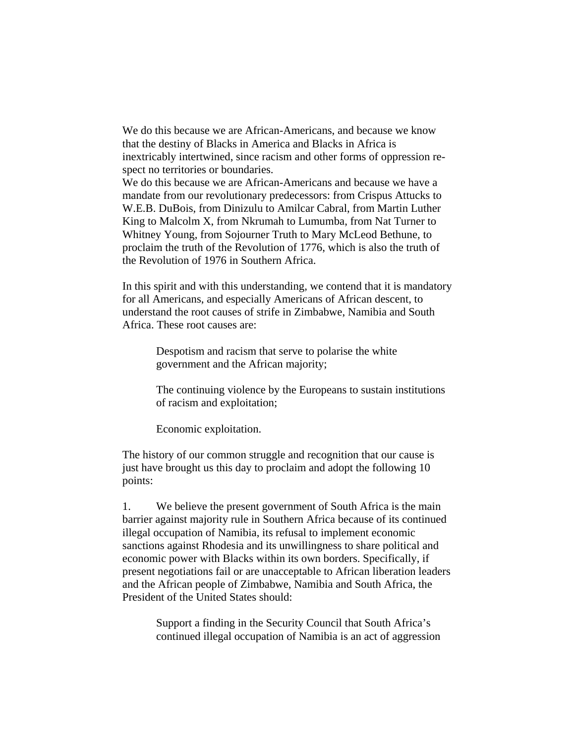We do this because we are African-Americans, and because we know that the destiny of Blacks in America and Blacks in Africa is inextricably intertwined, since racism and other forms of oppression respect no territories or boundaries.

We do this because we are African-Americans and because we have a mandate from our revolutionary predecessors: from Crispus Attucks to W.E.B. DuBois, from Dinizulu to Amilcar Cabral, from Martin Luther King to Malcolm X, from Nkrumah to Lumumba, from Nat Turner to Whitney Young, from Sojourner Truth to Mary McLeod Bethune, to proclaim the truth of the Revolution of 1776, which is also the truth of the Revolution of 1976 in Southern Africa.

In this spirit and with this understanding, we contend that it is mandatory for all Americans, and especially Americans of African descent, to understand the root causes of strife in Zimbabwe, Namibia and South Africa. These root causes are:

> Despotism and racism that serve to polarise the white government and the African majority;
>
> The continuing violence by the Europeans to sustain institutions of racism and exploitation;
>
> Economic exploitation.

The history of our common struggle and recognition that our cause is just have brought us this day to proclaim and adopt the following 10 points:

1. We believe the present government of South Africa is the main barrier against majority rule in Southern Africa because of its continued illegal occupation of Namibia, its refusal to implement economic sanctions against Rhodesia and its unwillingness to share political and economic power with Blacks within its own borders. Specifically, if present negotiations fail or are unacceptable to African liberation leaders and the African people of Zimbabwe, Namibia and South Africa, the President of the United States should:

> Support a finding in the Security Council that South Africa's continued illegal occupation of Namibia is an act of aggression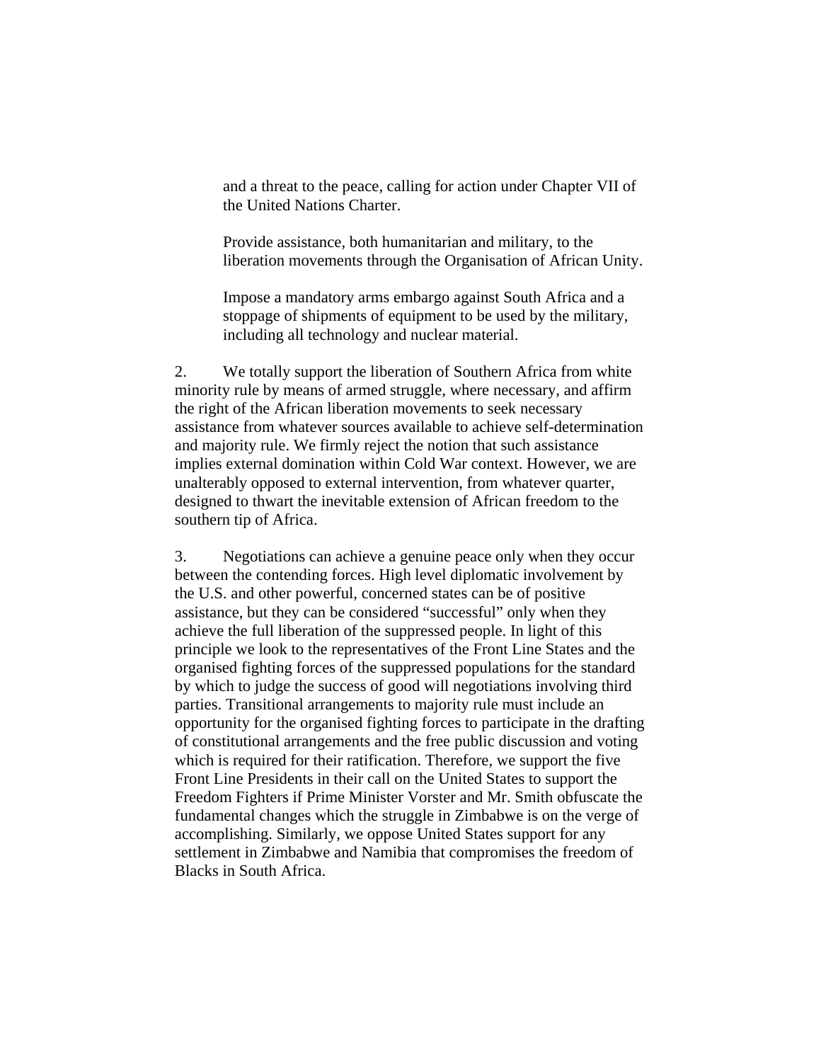and a threat to the peace, calling for action under Chapter VII of the United Nations Charter.

Provide assistance, both humanitarian and military, to the liberation movements through the Organisation of African Unity.

Impose a mandatory arms embargo against South Africa and a stoppage of shipments of equipment to be used by the military, including all technology and nuclear material.

2. We totally support the liberation of Southern Africa from white minority rule by means of armed struggle, where necessary, and affirm the right of the African liberation movements to seek necessary assistance from whatever sources available to achieve self-determination and majority rule. We firmly reject the notion that such assistance implies external domination within Cold War context. However, we are unalterably opposed to external intervention, from whatever quarter, designed to thwart the inevitable extension of African freedom to the southern tip of Africa.

3. Negotiations can achieve a genuine peace only when they occur between the contending forces. High level diplomatic involvement by the U.S. and other powerful, concerned states can be of positive assistance, but they can be considered "successful" only when they achieve the full liberation of the suppressed people. In light of this principle we look to the representatives of the Front Line States and the organised fighting forces of the suppressed populations for the standard by which to judge the success of good will negotiations involving third parties. Transitional arrangements to majority rule must include an opportunity for the organised fighting forces to participate in the drafting of constitutional arrangements and the free public discussion and voting which is required for their ratification. Therefore, we support the five Front Line Presidents in their call on the United States to support the Freedom Fighters if Prime Minister Vorster and Mr. Smith obfuscate the fundamental changes which the struggle in Zimbabwe is on the verge of accomplishing. Similarly, we oppose United States support for any settlement in Zimbabwe and Namibia that compromises the freedom of Blacks in South Africa.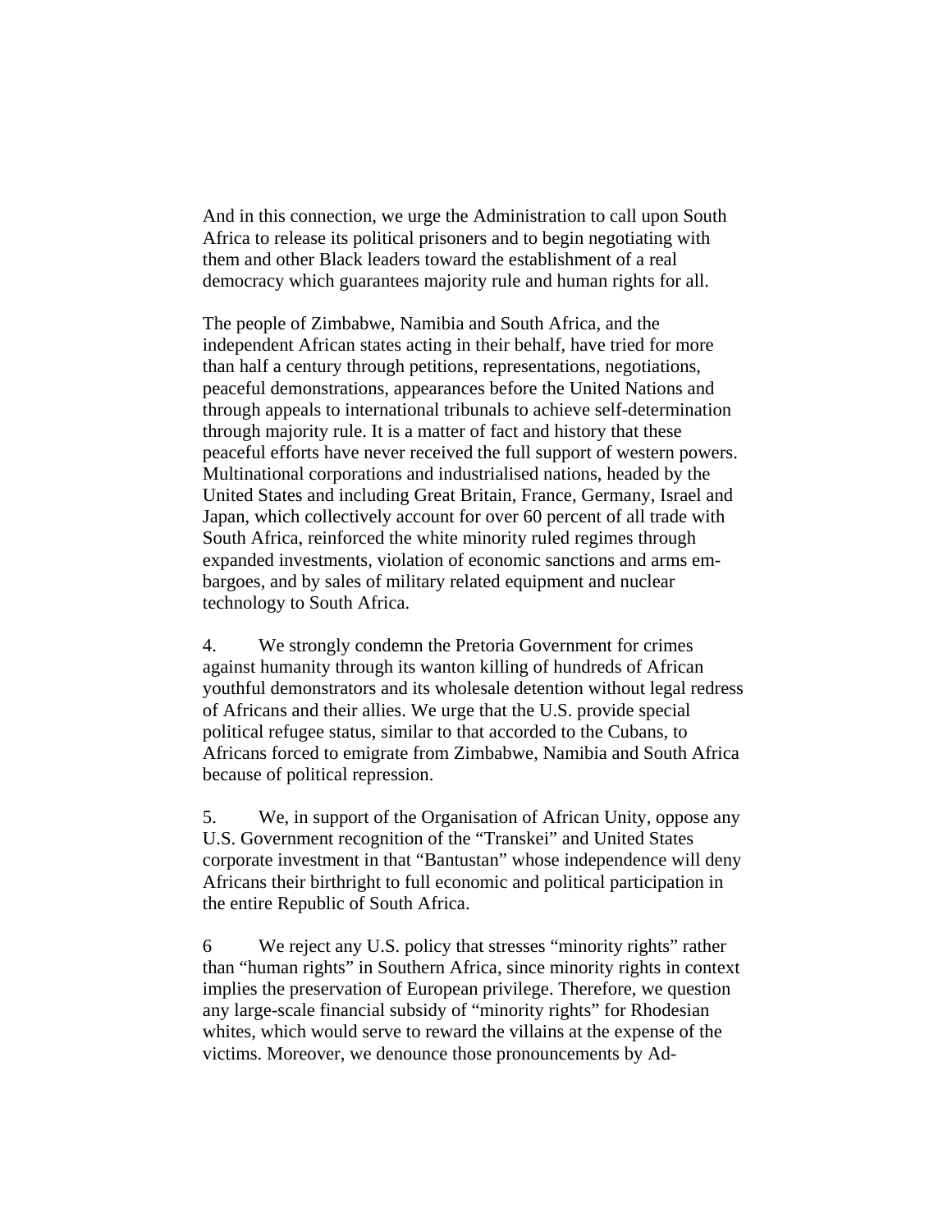And in this connection, we urge the Administration to call upon South Africa to release its political prisoners and to begin negotiating with them and other Black leaders toward the establishment of a real democracy which guarantees majority rule and human rights for all.

The people of Zimbabwe, Namibia and South Africa, and the independent African states acting in their behalf, have tried for more than half a century through petitions, representations, negotiations, peaceful demonstrations, appearances before the United Nations and through appeals to international tribunals to achieve self-determination through majority rule. It is a matter of fact and history that these peaceful efforts have never received the full support of western powers. Multinational corporations and industrialised nations, headed by the United States and including Great Britain, France, Germany, Israel and Japan, which collectively account for over 60 percent of all trade with South Africa, reinforced the white minority ruled regimes through expanded investments, violation of economic sanctions and arms embargoes, and by sales of military related equipment and nuclear technology to South Africa.

4. We strongly condemn the Pretoria Government for crimes against humanity through its wanton killing of hundreds of African youthful demonstrators and its wholesale detention without legal redress of Africans and their allies. We urge that the U.S. provide special political refugee status, similar to that accorded to the Cubans, to Africans forced to emigrate from Zimbabwe, Namibia and South Africa because of political repression.

5. We, in support of the Organisation of African Unity, oppose any U.S. Government recognition of the "Transkei" and United States corporate investment in that "Bantustan" whose independence will deny Africans their birthright to full economic and political participation in the entire Republic of South Africa.

6 We reject any U.S. policy that stresses "minority rights" rather than "human rights" in Southern Africa, since minority rights in context implies the preservation of European privilege. Therefore, we question any large-scale financial subsidy of "minority rights" for Rhodesian whites, which would serve to reward the villains at the expense of the victims. Moreover, we denounce those pronouncements by Ad-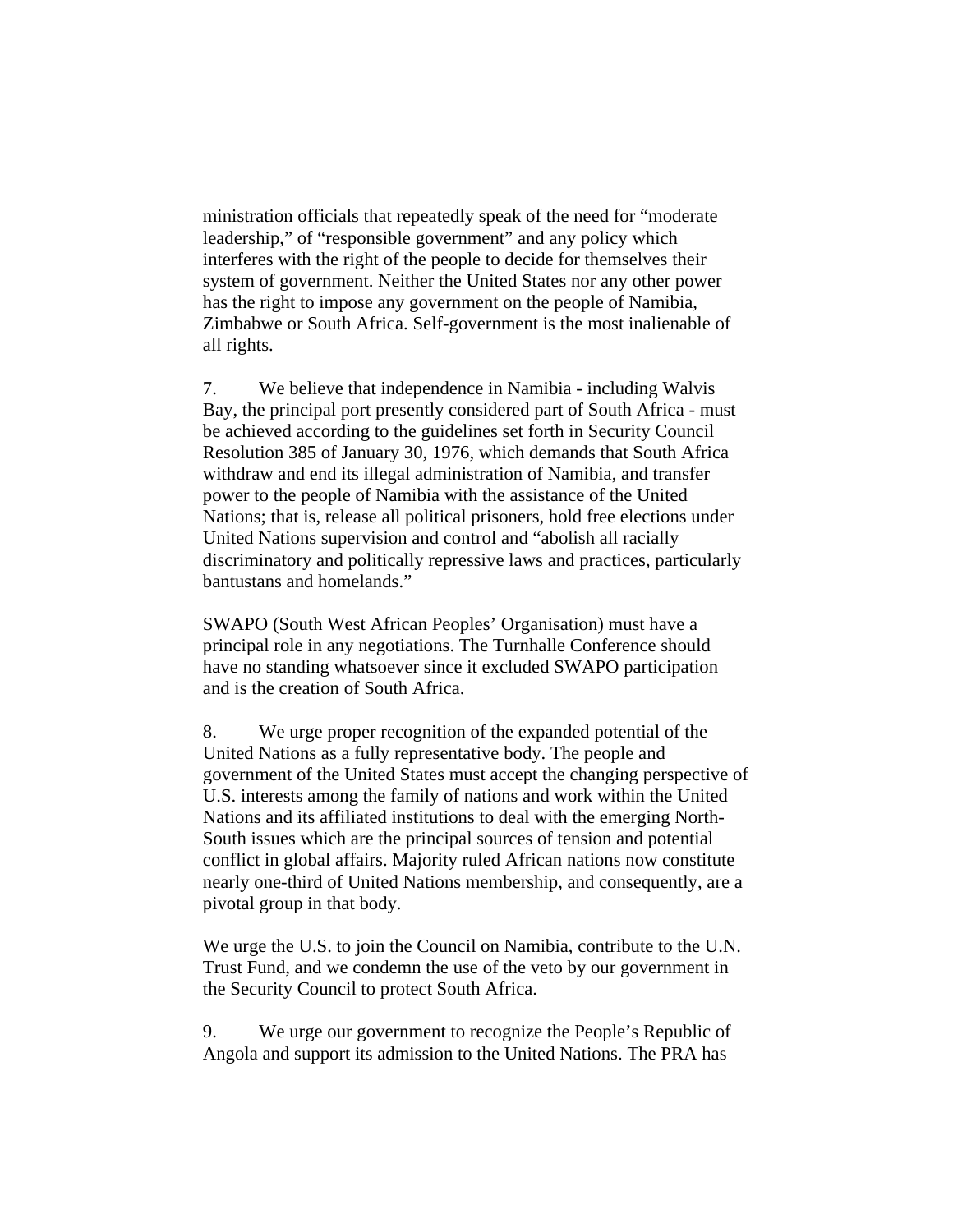ministration officials that repeatedly speak of the need for "moderate leadership," of "responsible government" and any policy which interferes with the right of the people to decide for themselves their system of government. Neither the United States nor any other power has the right to impose any government on the people of Namibia, Zimbabwe or South Africa. Self-government is the most inalienable of all rights.

7. We believe that independence in Namibia - including Walvis Bay, the principal port presently considered part of South Africa - must be achieved according to the guidelines set forth in Security Council Resolution 385 of January 30, 1976, which demands that South Africa withdraw and end its illegal administration of Namibia, and transfer power to the people of Namibia with the assistance of the United Nations; that is, release all political prisoners, hold free elections under United Nations supervision and control and "abolish all racially discriminatory and politically repressive laws and practices, particularly bantustans and homelands."

SWAPO (South West African Peoples' Organisation) must have a principal role in any negotiations. The Turnhalle Conference should have no standing whatsoever since it excluded SWAPO participation and is the creation of South Africa.

8. We urge proper recognition of the expanded potential of the United Nations as a fully representative body. The people and government of the United States must accept the changing perspective of U.S. interests among the family of nations and work within the United Nations and its affiliated institutions to deal with the emerging North-South issues which are the principal sources of tension and potential conflict in global affairs. Majority ruled African nations now constitute nearly one-third of United Nations membership, and consequently, are a pivotal group in that body.

We urge the U.S. to join the Council on Namibia, contribute to the U.N. Trust Fund, and we condemn the use of the veto by our government in the Security Council to protect South Africa.

9. We urge our government to recognize the People's Republic of Angola and support its admission to the United Nations. The PRA has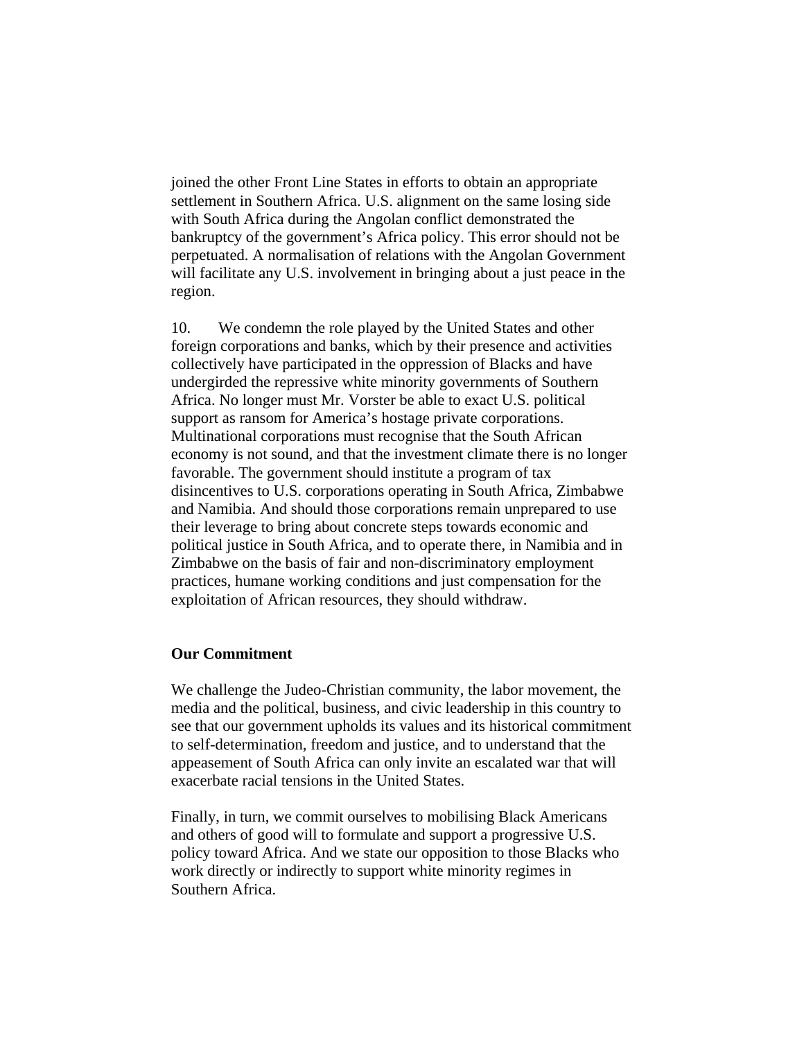joined the other Front Line States in efforts to obtain an appropriate settlement in Southern Africa. U.S. alignment on the same losing side with South Africa during the Angolan conflict demonstrated the bankruptcy of the government's Africa policy. This error should not be perpetuated. A normalisation of relations with the Angolan Government will facilitate any U.S. involvement in bringing about a just peace in the region.

10. We condemn the role played by the United States and other foreign corporations and banks, which by their presence and activities collectively have participated in the oppression of Blacks and have undergirded the repressive white minority governments of Southern Africa. No longer must Mr. Vorster be able to exact U.S. political support as ransom for America's hostage private corporations. Multinational corporations must recognise that the South African economy is not sound, and that the investment climate there is no longer favorable. The government should institute a program of tax disincentives to U.S. corporations operating in South Africa, Zimbabwe and Namibia. And should those corporations remain unprepared to use their leverage to bring about concrete steps towards economic and political justice in South Africa, and to operate there, in Namibia and in Zimbabwe on the basis of fair and non-discriminatory employment practices, humane working conditions and just compensation for the exploitation of African resources, they should withdraw.

**Our Commitment**

We challenge the Judeo-Christian community, the labor movement, the media and the political, business, and civic leadership in this country to see that our government upholds its values and its historical commitment to self-determination, freedom and justice, and to understand that the appeasement of South Africa can only invite an escalated war that will exacerbate racial tensions in the United States.

Finally, in turn, we commit ourselves to mobilising Black Americans and others of good will to formulate and support a progressive U.S. policy toward Africa. And we state our opposition to those Blacks who work directly or indirectly to support white minority regimes in Southern Africa.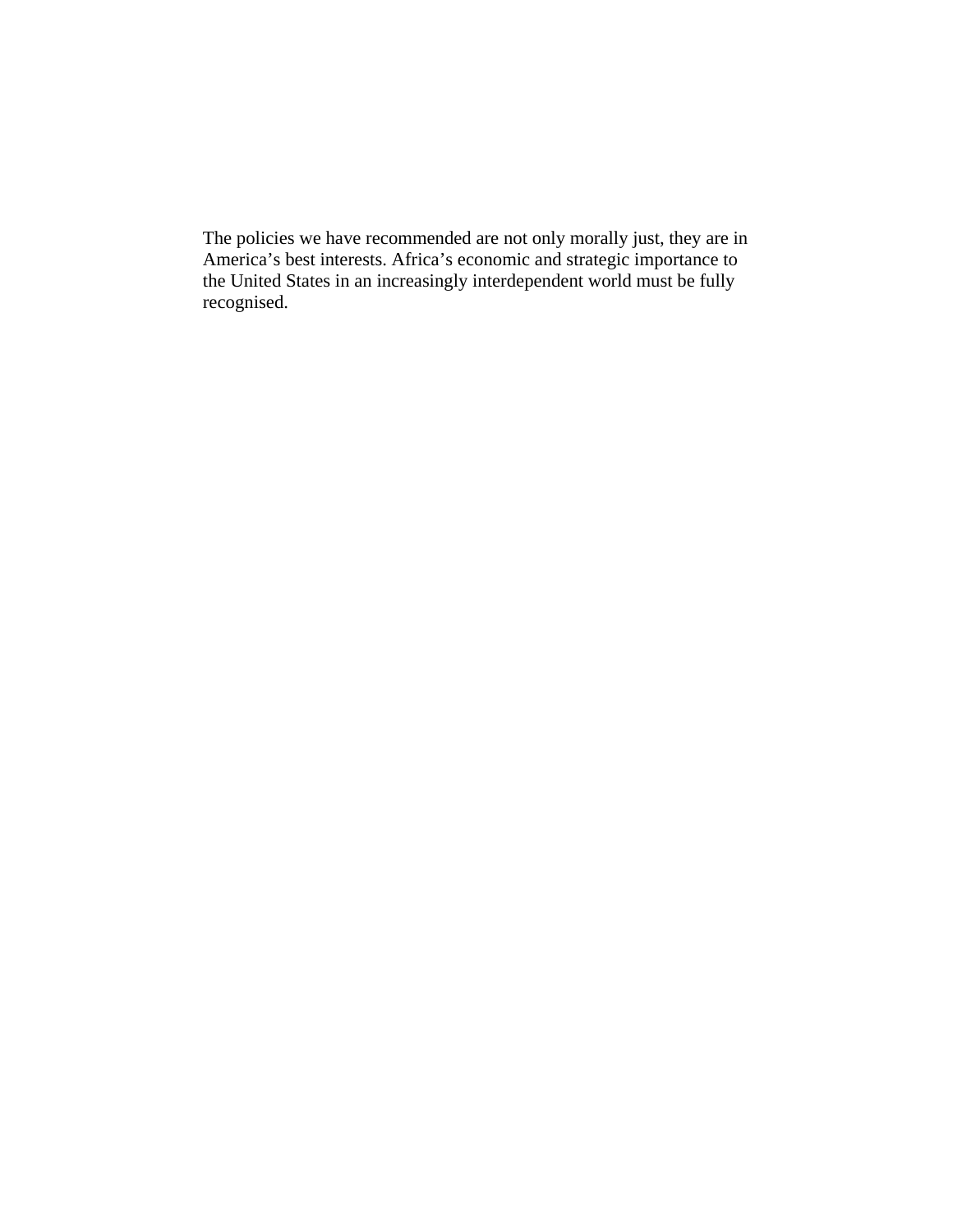The policies we have recommended are not only morally just, they are in America's best interests. Africa's economic and strategic importance to the United States in an increasingly interdependent world must be fully recognised.